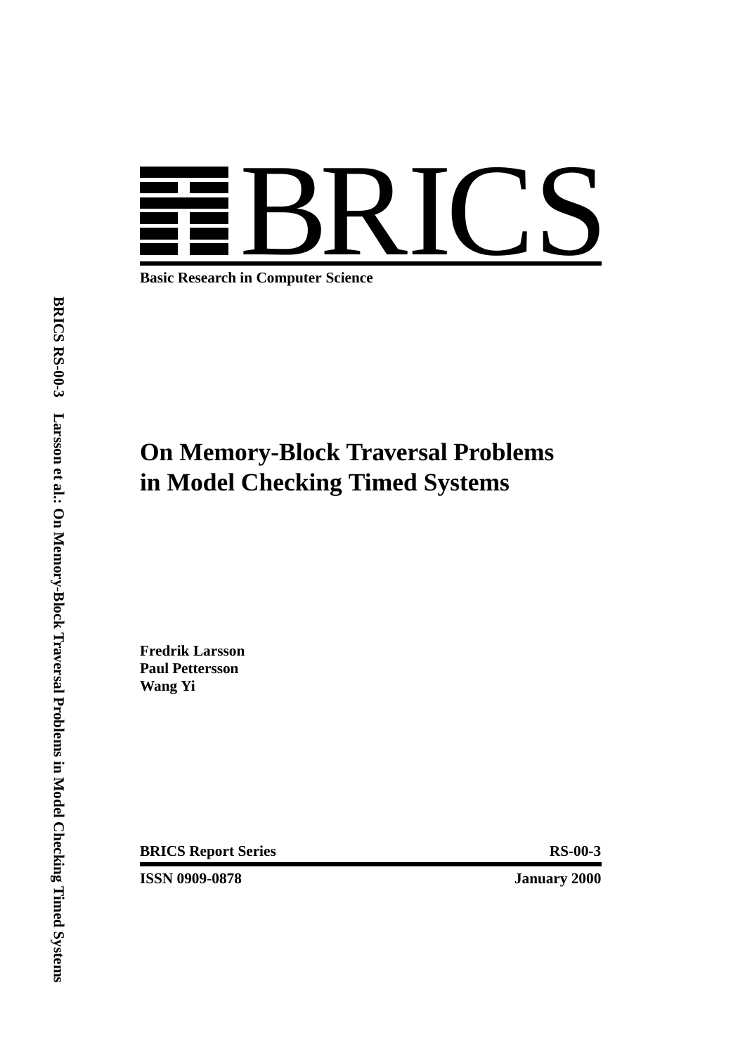# BRICS

**Basic Research in Computer Science**

# On Memory-Block Traversal Problems in Model Checking Timed Systems

**Fredrik Larsson**
**Paul Pettersson**
**Wang Yi**

**BRICS Report Series** **RS-00-3**

**ISSN 0909-0878** **January 2000**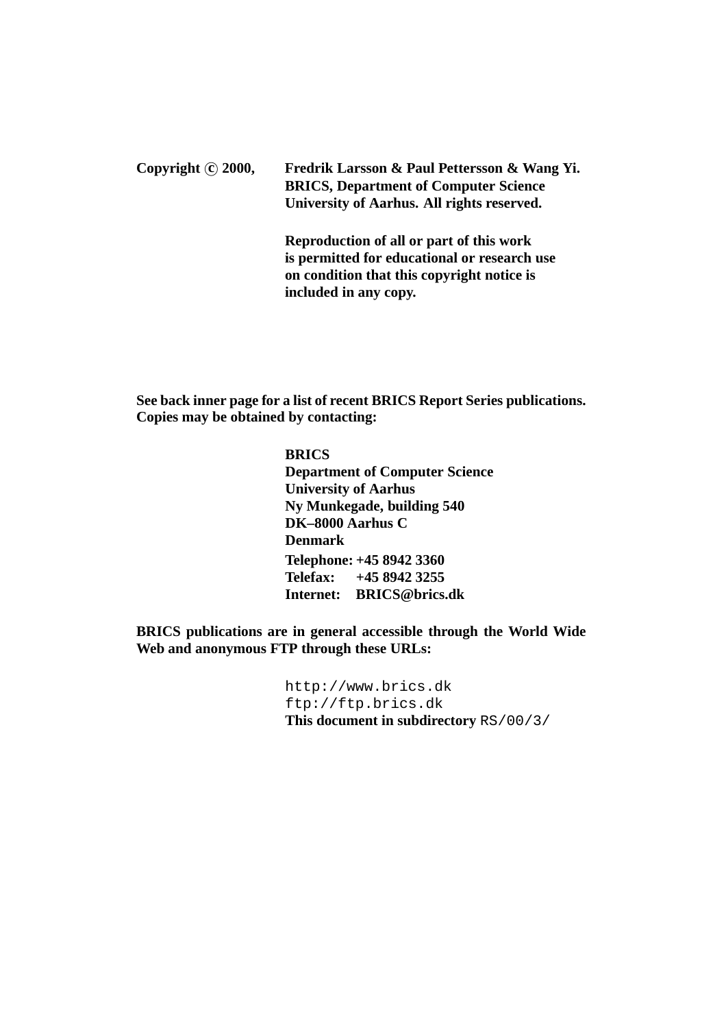**Copyright © 2000, Fredrik Larsson & Paul Pettersson & Wang Yi.**
**BRICS, Department of Computer Science**
**University of Aarhus. All rights reserved.**

**Reproduction of all or part of this work is permitted for educational or research use on condition that this copyright notice is included in any copy.**

**See back inner page for a list of recent BRICS Report Series publications. Copies may be obtained by contacting:**

**BRICS**
**Department of Computer Science**
**University of Aarhus**
**Ny Munkegade, building 540**
**DK–8000 Aarhus C**
**Denmark**
**Telephone: +45 8942 3360**
**Telefax: +45 8942 3255**
**Internet: BRICS@brics.dk**

**BRICS publications are in general accessible through the World Wide Web and anonymous FTP through these URLs:**

`http://www.brics.dk`
`ftp://ftp.brics.dk`
**This document in subdirectory** `RS/00/3/`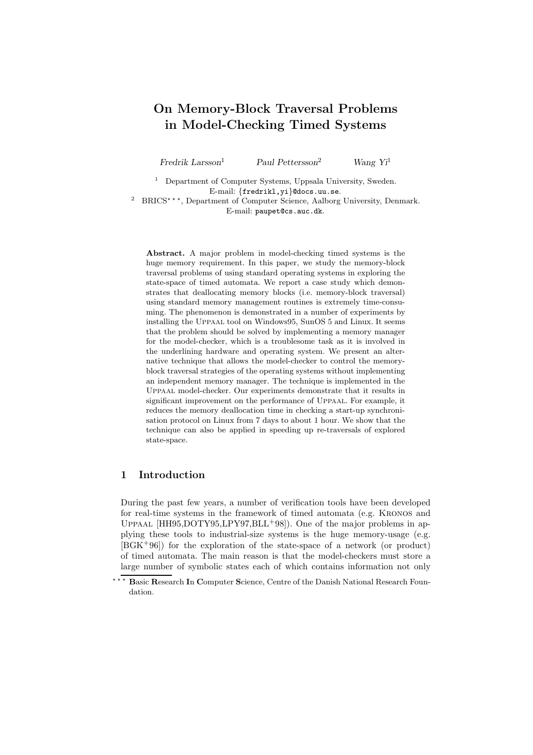# On Memory-Block Traversal Problems in Model-Checking Timed Systems

*Fredrik Larsson*[1] *Paul Pettersson*[2] *Wang Yi*[1]

[1] Department of Computer Systems, Uppsala University, Sweden.
E-mail: {fredrikl,yi}@docs.uu.se.

[2] BRICS***, Department of Computer Science, Aalborg University, Denmark.
E-mail: paupet@cs.auc.dk.

**Abstract.** A major problem in model-checking timed systems is the huge memory requirement. In this paper, we study the memory-block traversal problems of using standard operating systems in exploring the state-space of timed automata. We report a case study which demonstrates that deallocating memory blocks (i.e. memory-block traversal) using standard memory management routines is extremely time-consuming. The phenomenon is demonstrated in a number of experiments by installing the Uppaal tool on Windows95, SunOS 5 and Linux. It seems that the problem should be solved by implementing a memory manager for the model-checker, which is a troublesome task as it is involved in the underlining hardware and operating system. We present an alternative technique that allows the model-checker to control the memory-block traversal strategies of the operating systems without implementing an independent memory manager. The technique is implemented in the Uppaal model-checker. Our experiments demonstrate that it results in significant improvement on the performance of Uppaal. For example, it reduces the memory deallocation time in checking a start-up synchronisation protocol on Linux from 7 days to about 1 hour. We show that the technique can also be applied in speeding up re-traversals of explored state-space.

## 1 Introduction

During the past few years, a number of verification tools have been developed for real-time systems in the framework of timed automata (e.g. Kronos and Uppaal [HH95,DOTY95,LPY97,BLL+98]). One of the major problems in applying these tools to industrial-size systems is the huge memory-usage (e.g. [BGK+96]) for the exploration of the state-space of a network (or product) of timed automata. The main reason is that the model-checkers must store a large number of symbolic states each of which contains information not only

*** **B**asic **R**esearch **I**n **C**omputer **S**cience, Centre of the Danish National Research Foundation.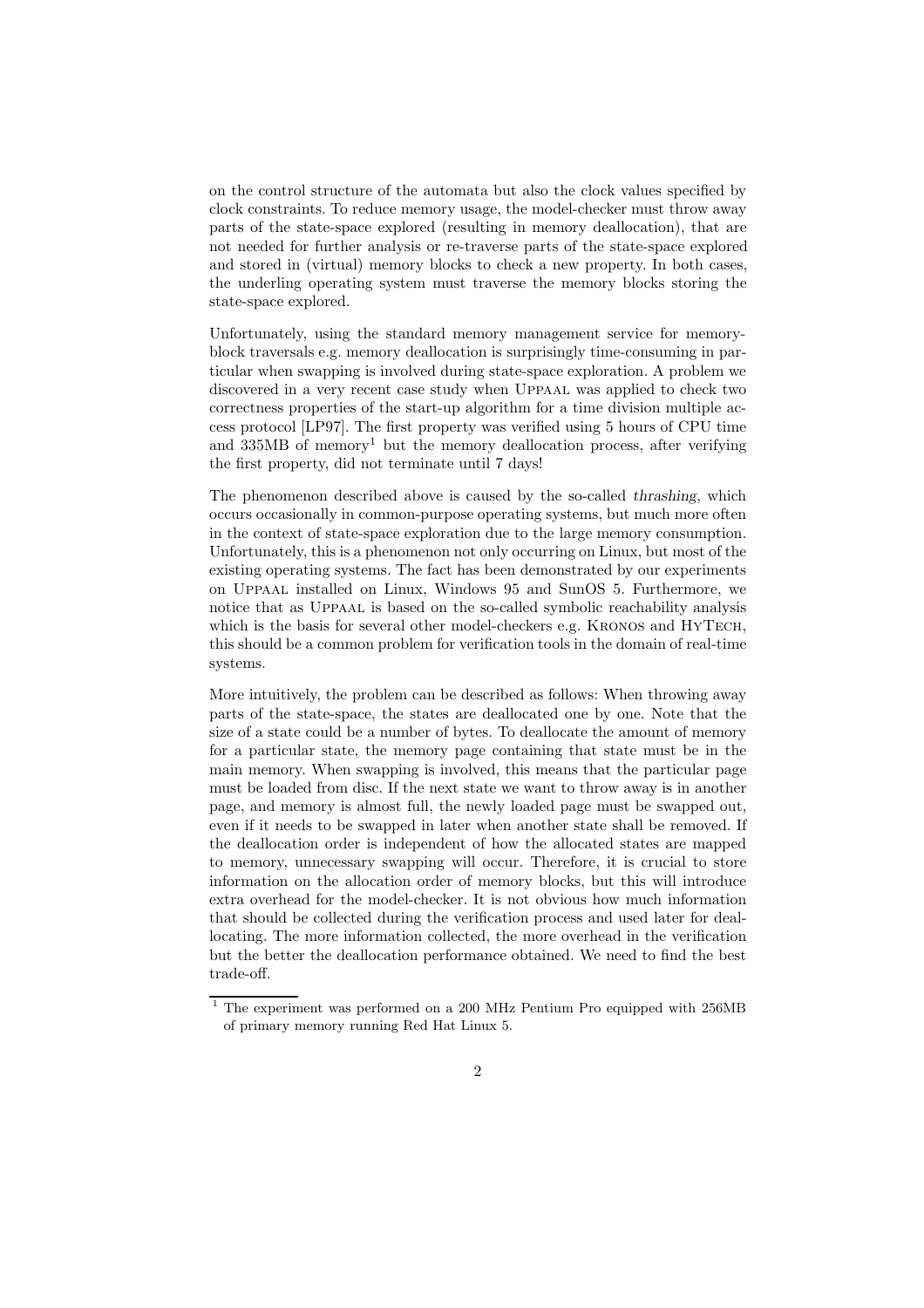on the control structure of the automata but also the clock values specified by clock constraints. To reduce memory usage, the model-checker must throw away parts of the state-space explored (resulting in memory deallocation), that are not needed for further analysis or re-traverse parts of the state-space explored and stored in (virtual) memory blocks to check a new property. In both cases, the underling operating system must traverse the memory blocks storing the state-space explored.

Unfortunately, using the standard memory management service for memory-block traversals e.g. memory deallocation is surprisingly time-consuming in particular when swapping is involved during state-space exploration. A problem we discovered in a very recent case study when UPPAAL was applied to check two correctness properties of the start-up algorithm for a time division multiple access protocol [LP97]. The first property was verified using 5 hours of CPU time and 335MB of memory[1] but the memory deallocation process, after verifying the first property, did not terminate until 7 days!

The phenomenon described above is caused by the so-called *thrashing*, which occurs occasionally in common-purpose operating systems, but much more often in the context of state-space exploration due to the large memory consumption. Unfortunately, this is a phenomenon not only occurring on Linux, but most of the existing operating systems. The fact has been demonstrated by our experiments on UPPAAL installed on Linux, Windows 95 and SunOS 5. Furthermore, we notice that as UPPAAL is based on the so-called symbolic reachability analysis which is the basis for several other model-checkers e.g. KRONOS and HYTECH, this should be a common problem for verification tools in the domain of real-time systems.

More intuitively, the problem can be described as follows: When throwing away parts of the state-space, the states are deallocated one by one. Note that the size of a state could be a number of bytes. To deallocate the amount of memory for a particular state, the memory page containing that state must be in the main memory. When swapping is involved, this means that the particular page must be loaded from disc. If the next state we want to throw away is in another page, and memory is almost full, the newly loaded page must be swapped out, even if it needs to be swapped in later when another state shall be removed. If the deallocation order is independent of how the allocated states are mapped to memory, unnecessary swapping will occur. Therefore, it is crucial to store information on the allocation order of memory blocks, but this will introduce extra overhead for the model-checker. It is not obvious how much information that should be collected during the verification process and used later for deallocating. The more information collected, the more overhead in the verification but the better the deallocation performance obtained. We need to find the best trade-off.

[1] The experiment was performed on a 200 MHz Pentium Pro equipped with 256MB of primary memory running Red Hat Linux 5.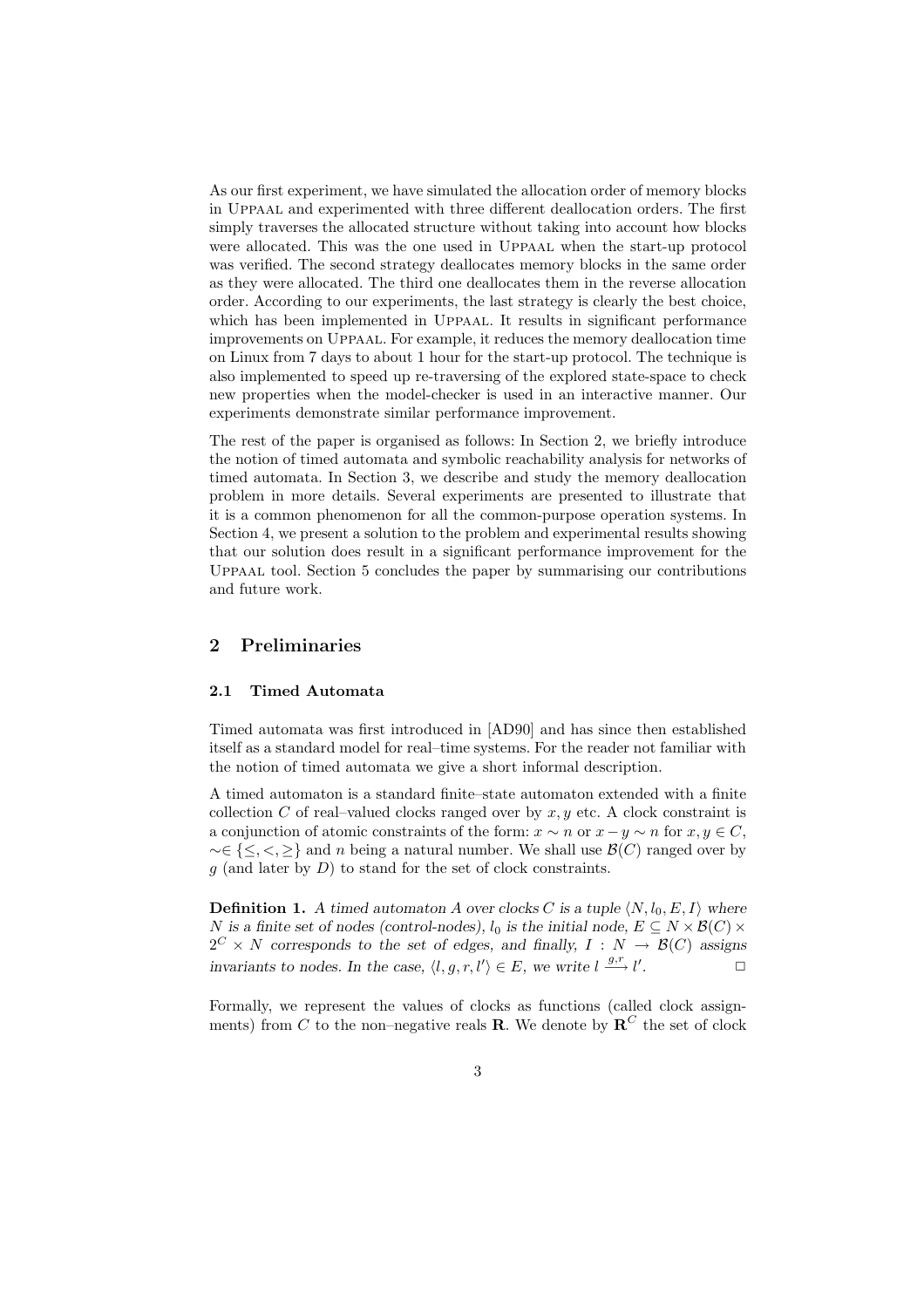As our first experiment, we have simulated the allocation order of memory blocks in UPPAAL and experimented with three different deallocation orders. The first simply traverses the allocated structure without taking into account how blocks were allocated. This was the one used in UPPAAL when the start-up protocol was verified. The second strategy deallocates memory blocks in the same order as they were allocated. The third one deallocates them in the reverse allocation order. According to our experiments, the last strategy is clearly the best choice, which has been implemented in UPPAAL. It results in significant performance improvements on UPPAAL. For example, it reduces the memory deallocation time on Linux from 7 days to about 1 hour for the start-up protocol. The technique is also implemented to speed up re-traversing of the explored state-space to check new properties when the model-checker is used in an interactive manner. Our experiments demonstrate similar performance improvement.

The rest of the paper is organised as follows: In Section 2, we briefly introduce the notion of timed automata and symbolic reachability analysis for networks of timed automata. In Section 3, we describe and study the memory deallocation problem in more details. Several experiments are presented to illustrate that it is a common phenomenon for all the common-purpose operation systems. In Section 4, we present a solution to the problem and experimental results showing that our solution does result in a significant performance improvement for the UPPAAL tool. Section 5 concludes the paper by summarising our contributions and future work.

## 2 Preliminaries

### 2.1 Timed Automata

Timed automata was first introduced in [AD90] and has since then established itself as a standard model for real–time systems. For the reader not familiar with the notion of timed automata we give a short informal description.

A timed automaton is a standard finite–state automaton extended with a finite collection $C$ of real–valued clocks ranged over by $x, y$ etc. A clock constraint is a conjunction of atomic constraints of the form: $x \sim n$ or $x - y \sim n$ for $x, y \in C$, $\sim \in \{\leq, <, \geq\}$ and $n$ being a natural number. We shall use $\mathcal{B}(C)$ ranged over by $g$ (and later by $D$) to stand for the set of clock constraints.

**Definition 1.** *A timed automaton $A$ over clocks $C$ is a tuple $\langle N, l_0, E, I \rangle$ where $N$ is a finite set of nodes (control-nodes), $l_0$ is the initial node, $E \subseteq N \times \mathcal{B}(C) \times 2^C \times N$ corresponds to the set of edges, and finally, $I : N \rightarrow \mathcal{B}(C)$ assigns invariants to nodes. In the case, $\langle l, g, r, l' \rangle \in E$, we write $l \xrightarrow{g,r} l'$.* □

Formally, we represent the values of clocks as functions (called clock assignments) from $C$ to the non–negative reals $\mathbf{R}$. We denote by $\mathbf{R}^C$ the set of clock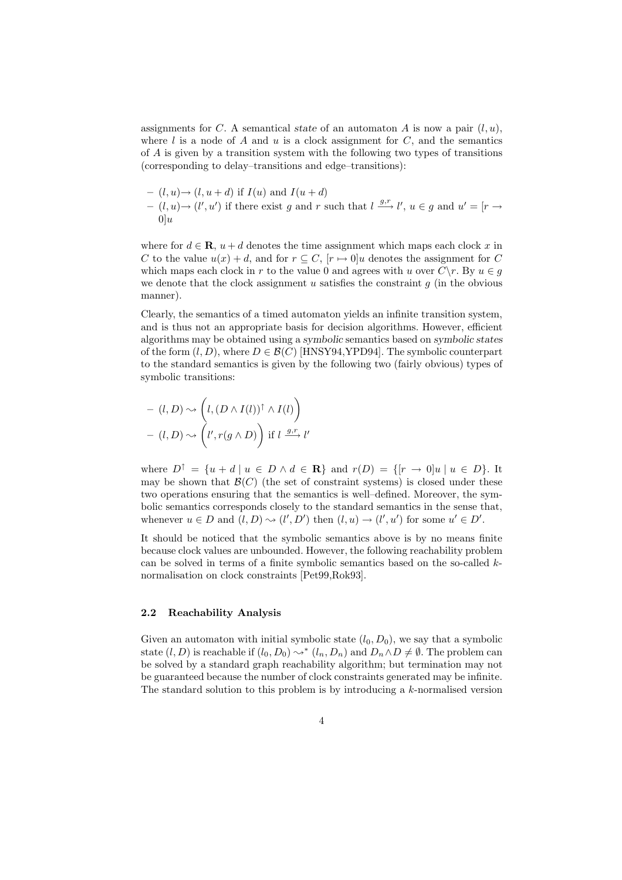assignments for $C$. A semantical *state* of an automaton $A$ is now a pair $(l, u)$, where $l$ is a node of $A$ and $u$ is a clock assignment for $C$, and the semantics of $A$ is given by a transition system with the following two types of transitions (corresponding to delay–transitions and edge–transitions):

- $(l, u) \rightarrow (l, u + d)$ if $I(u)$ and $I(u + d)$
- $(l, u) \rightarrow (l', u')$ if there exist $g$ and $r$ such that $l \xrightarrow{g,r} l'$, $u \in g$ and $u' = [r \rightarrow 0]u$

where for $d \in \mathbf{R}$, $u + d$ denotes the time assignment which maps each clock $x$ in $C$ to the value $u(x) + d$, and for $r \subseteq C$, $[r \mapsto 0]u$ denotes the assignment for $C$ which maps each clock in $r$ to the value 0 and agrees with $u$ over $C \backslash r$. By $u \in g$ we denote that the clock assignment $u$ satisfies the constraint $g$ (in the obvious manner).

Clearly, the semantics of a timed automaton yields an infinite transition system, and is thus not an appropriate basis for decision algorithms. However, efficient algorithms may be obtained using a *symbolic* semantics based on *symbolic states* of the form $(l, D)$, where $D \in \mathcal{B}(C)$ [HNSY94,YPD94]. The symbolic counterpart to the standard semantics is given by the following two (fairly obvious) types of symbolic transitions:

- $(l, D) \rightsquigarrow \left(l, (D \wedge I(l))^{\uparrow} \wedge I(l)\right)$
- $(l, D) \rightsquigarrow \left(l', r(g \wedge D)\right)$ if $l \xrightarrow{g,r} l'$

where $D^{\uparrow} = \{u + d \mid u \in D \wedge d \in \mathbf{R}\}$ and $r(D) = \{[r \rightarrow 0]u \mid u \in D\}$. It may be shown that $\mathcal{B}(C)$ (the set of constraint systems) is closed under these two operations ensuring that the semantics is well–defined. Moreover, the symbolic semantics corresponds closely to the standard semantics in the sense that, whenever $u \in D$ and $(l, D) \rightsquigarrow (l', D')$ then $(l, u) \rightarrow (l', u')$ for some $u' \in D'$.

It should be noticed that the symbolic semantics above is by no means finite because clock values are unbounded. However, the following reachability problem can be solved in terms of a finite symbolic semantics based on the so-called $k$-normalisation on clock constraints [Pet99,Rok93].

### 2.2 Reachability Analysis

Given an automaton with initial symbolic state $(l_0, D_0)$, we say that a symbolic state $(l, D)$ is reachable if $(l_0, D_0) \rightsquigarrow^* (l_n, D_n)$ and $D_n \wedge D \neq \emptyset$. The problem can be solved by a standard graph reachability algorithm; but termination may not be guaranteed because the number of clock constraints generated may be infinite. The standard solution to this problem is by introducing a $k$-normalised version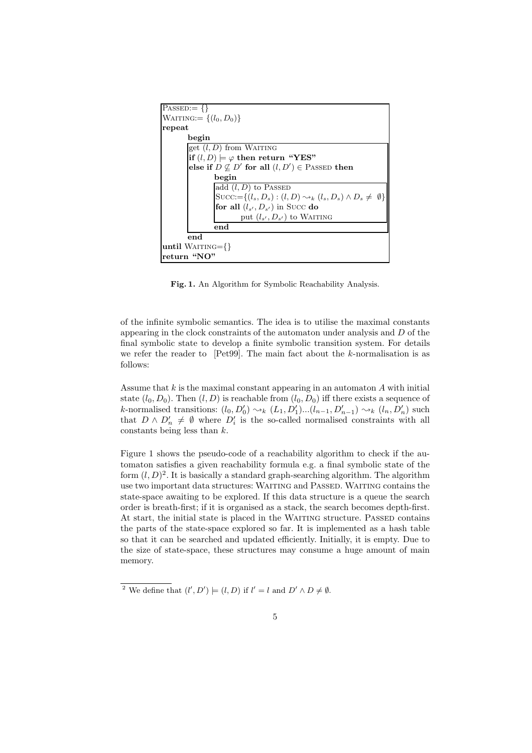```
PASSED:= {}
WAITING:= {(l_0, D_0)}
repeat
    begin
        get (l, D) from WAITING
        if (l, D) ⊨ φ then return "YES"
        else if D ⊈ D' for all (l, D') ∈ PASSED then
            begin
                add (l, D) to PASSED
                SUCC:={(l_s, D_s) : (l, D) ⇝_k (l_s, D_s) ∧ D_s ≠ ∅}
                for all (l_s', D_s') in SUCC do
                    put (l_s', D_s') to WAITING
            end
    end
until WAITING={}
return "NO"
```

**Fig. 1.** An Algorithm for Symbolic Reachability Analysis.

of the infinite symbolic semantics. The idea is to utilise the maximal constants appearing in the clock constraints of the automaton under analysis and $D$ of the final symbolic state to develop a finite symbolic transition system. For details we refer the reader to [Pet99]. The main fact about the $k$-normalisation is as follows:

Assume that $k$ is the maximal constant appearing in an automaton $A$ with initial state $(l_0, D_0)$. Then $(l, D)$ is reachable from $(l_0, D_0)$ iff there exists a sequence of $k$-normalised transitions: $(l_0, D_0') \rightsquigarrow_k (L_1, D_1')...(l_{n-1}, D_{n-1}') \rightsquigarrow_k (l_n, D_n')$ such that $D \wedge D_n' \neq \emptyset$ where $D_i'$ is the so-called normalised constraints with all constants being less than $k$.

Figure 1 shows the pseudo-code of a reachability algorithm to check if the automaton satisfies a given reachability formula e.g. a final symbolic state of the form $(l, D)$[2]. It is basically a standard graph-searching algorithm. The algorithm use two important data structures: WAITING and PASSED. WAITING contains the state-space awaiting to be explored. If this data structure is a queue the search order is breath-first; if it is organised as a stack, the search becomes depth-first. At start, the initial state is placed in the WAITING structure. PASSED contains the parts of the state-space explored so far. It is implemented as a hash table so that it can be searched and updated efficiently. Initially, it is empty. Due to the size of state-space, these structures may consume a huge amount of main memory.

[2] We define that $(l', D') \models (l, D)$ if $l' = l$ and $D' \wedge D \neq \emptyset$.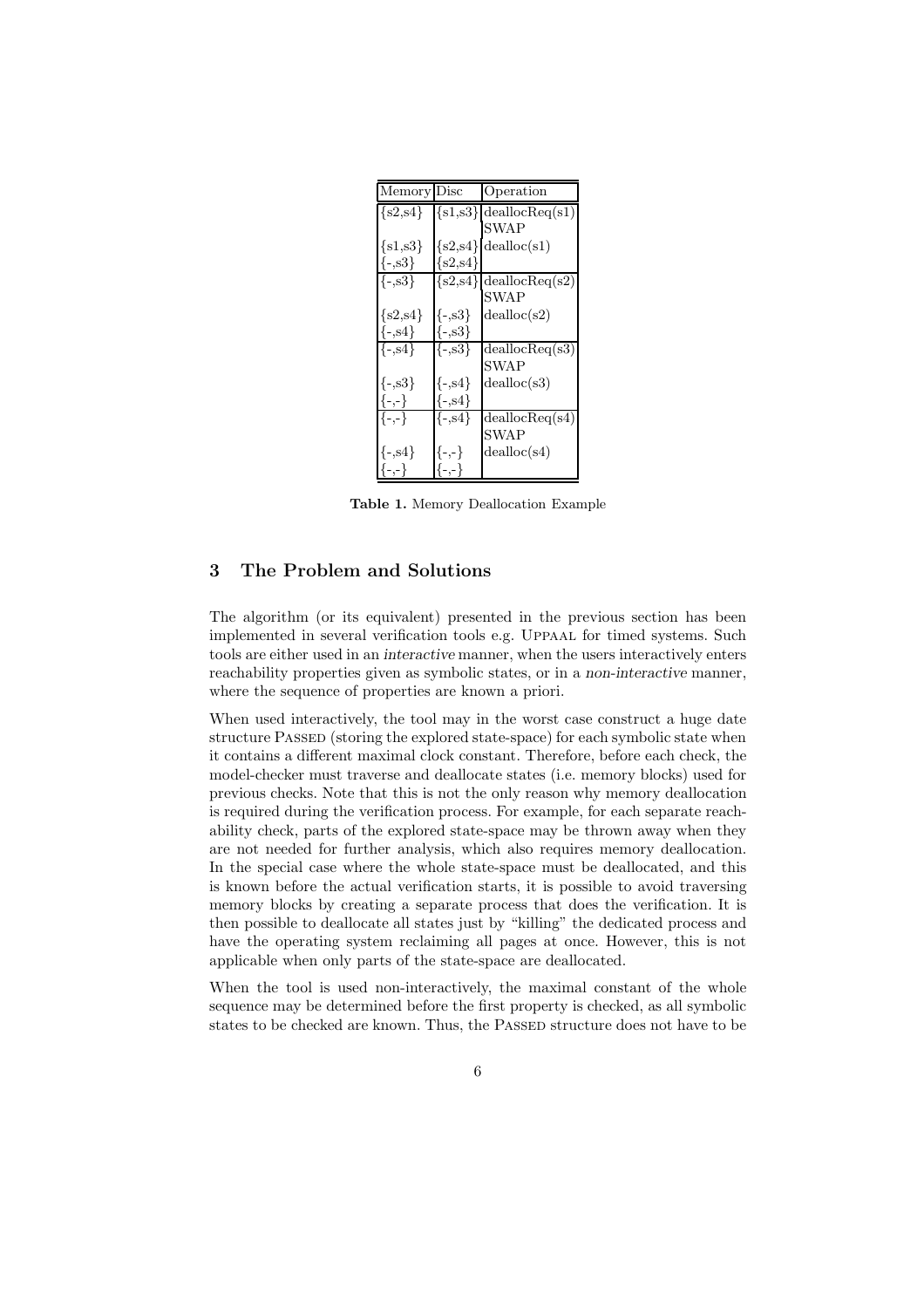| Memory | Disc | Operation |
|---|---|---|
| {s2,s4} | {s1,s3} | deallocReq(s1) |
| | | SWAP |
| {s1,s3} | {s2,s4} | dealloc(s1) |
| {-,s3} | {s2,s4} | |
| {-,s3} | {s2,s4} | deallocReq(s2) |
| | | SWAP |
| {s2,s4} | {-,s3} | dealloc(s2) |
| {-,s4} | {-,s3} | |
| {-,s4} | {-,s3} | deallocReq(s3) |
| | | SWAP |
| {-,s3} | {-,s4} | dealloc(s3) |
| {-,-} | {-,s4} | |
| {-,-} | {-,s4} | deallocReq(s4) |
| | | SWAP |
| {-,s4} | {-,-} | dealloc(s4) |
| {-,-} | {-,-} | |

**Table 1.** Memory Deallocation Example

## 3 The Problem and Solutions

The algorithm (or its equivalent) presented in the previous section has been implemented in several verification tools e.g. UPPAAL for timed systems. Such tools are either used in an *interactive* manner, when the users interactively enters reachability properties given as symbolic states, or in a *non-interactive* manner, where the sequence of properties are known a priori.

When used interactively, the tool may in the worst case construct a huge date structure PASSED (storing the explored state-space) for each symbolic state when it contains a different maximal clock constant. Therefore, before each check, the model-checker must traverse and deallocate states (i.e. memory blocks) used for previous checks. Note that this is not the only reason why memory deallocation is required during the verification process. For example, for each separate reachability check, parts of the explored state-space may be thrown away when they are not needed for further analysis, which also requires memory deallocation. In the special case where the whole state-space must be deallocated, and this is known before the actual verification starts, it is possible to avoid traversing memory blocks by creating a separate process that does the verification. It is then possible to deallocate all states just by "killing" the dedicated process and have the operating system reclaiming all pages at once. However, this is not applicable when only parts of the state-space are deallocated.

When the tool is used non-interactively, the maximal constant of the whole sequence may be determined before the first property is checked, as all symbolic states to be checked are known. Thus, the PASSED structure does not have to be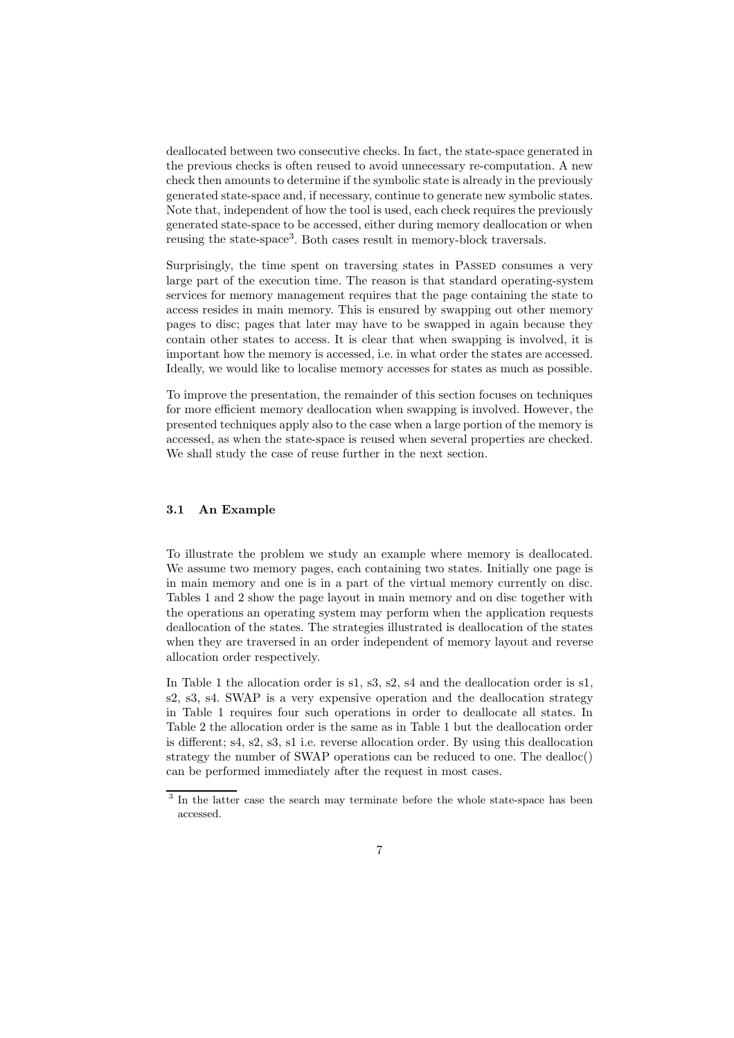deallocated between two consecutive checks. In fact, the state-space generated in the previous checks is often reused to avoid unnecessary re-computation. A new check then amounts to determine if the symbolic state is already in the previously generated state-space and, if necessary, continue to generate new symbolic states. Note that, independent of how the tool is used, each check requires the previously generated state-space to be accessed, either during memory deallocation or when reusing the state-space[3]. Both cases result in memory-block traversals.

Surprisingly, the time spent on traversing states in Passed consumes a very large part of the execution time. The reason is that standard operating-system services for memory management requires that the page containing the state to access resides in main memory. This is ensured by swapping out other memory pages to disc; pages that later may have to be swapped in again because they contain other states to access. It is clear that when swapping is involved, it is important how the memory is accessed, i.e. in what order the states are accessed. Ideally, we would like to localise memory accesses for states as much as possible.

To improve the presentation, the remainder of this section focuses on techniques for more efficient memory deallocation when swapping is involved. However, the presented techniques apply also to the case when a large portion of the memory is accessed, as when the state-space is reused when several properties are checked. We shall study the case of reuse further in the next section.

### 3.1 An Example

To illustrate the problem we study an example where memory is deallocated. We assume two memory pages, each containing two states. Initially one page is in main memory and one is in a part of the virtual memory currently on disc. Tables 1 and 2 show the page layout in main memory and on disc together with the operations an operating system may perform when the application requests deallocation of the states. The strategies illustrated is deallocation of the states when they are traversed in an order independent of memory layout and reverse allocation order respectively.

In Table 1 the allocation order is s1, s3, s2, s4 and the deallocation order is s1, s2, s3, s4. SWAP is a very expensive operation and the deallocation strategy in Table 1 requires four such operations in order to deallocate all states. In Table 2 the allocation order is the same as in Table 1 but the deallocation order is different; s4, s2, s3, s1 i.e. reverse allocation order. By using this deallocation strategy the number of SWAP operations can be reduced to one. The dealloc() can be performed immediately after the request in most cases.

[3] In the latter case the search may terminate before the whole state-space has been accessed.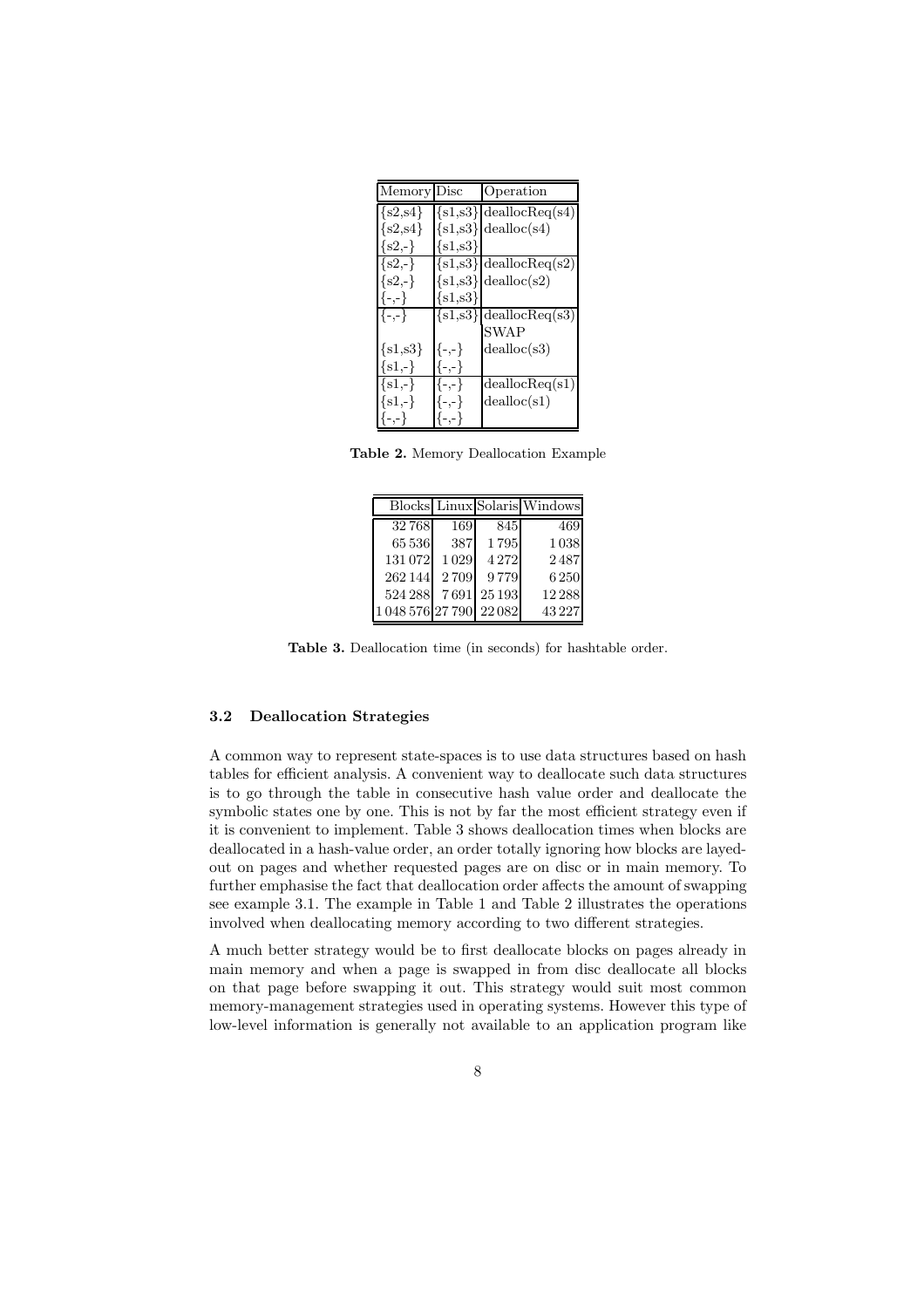| Memory | Disc | Operation |
|---|---|---|
| {s2,s4} | {s1,s3} | deallocReq(s4) |
| {s2,s4} | {s1,s3} | dealloc(s4) |
| {s2,-} | {s1,s3} | |
| {s2,-} | {s1,s3} | deallocReq(s2) |
| {s2,-} | {s1,s3} | dealloc(s2) |
| {-,-} | {s1,s3} | |
| {-,-} | {s1,s3} | deallocReq(s3) |
| | | SWAP |
| {s1,s3} | {-,-} | dealloc(s3) |
| {s1,-} | {-,-} | |
| {s1,-} | {-,-} | deallocReq(s1) |
| {s1,-} | {-,-} | dealloc(s1) |
| {-,-} | {-,-} | |

**Table 2.** Memory Deallocation Example

| Blocks | Linux | Solaris | Windows |
|---|---|---|---|
| 32 768 | 169 | 845 | 469 |
| 65 536 | 387 | 1 795 | 1 038 |
| 131 072 | 1 029 | 4 272 | 2 487 |
| 262 144 | 2 709 | 9 779 | 6 250 |
| 524 288 | 7 691 | 25 193 | 12 288 |
| 1 048 576 | 27 790 | 22 082 | 43 227 |

**Table 3.** Deallocation time (in seconds) for hashtable order.

### 3.2 Deallocation Strategies

A common way to represent state-spaces is to use data structures based on hash tables for efficient analysis. A convenient way to deallocate such data structures is to go through the table in consecutive hash value order and deallocate the symbolic states one by one. This is not by far the most efficient strategy even if it is convenient to implement. Table 3 shows deallocation times when blocks are deallocated in a hash-value order, an order totally ignoring how blocks are layed-out on pages and whether requested pages are on disc or in main memory. To further emphasise the fact that deallocation order affects the amount of swapping see example 3.1. The example in Table 1 and Table 2 illustrates the operations involved when deallocating memory according to two different strategies.

A much better strategy would be to first deallocate blocks on pages already in main memory and when a page is swapped in from disc deallocate all blocks on that page before swapping it out. This strategy would suit most common memory-management strategies used in operating systems. However this type of low-level information is generally not available to an application program like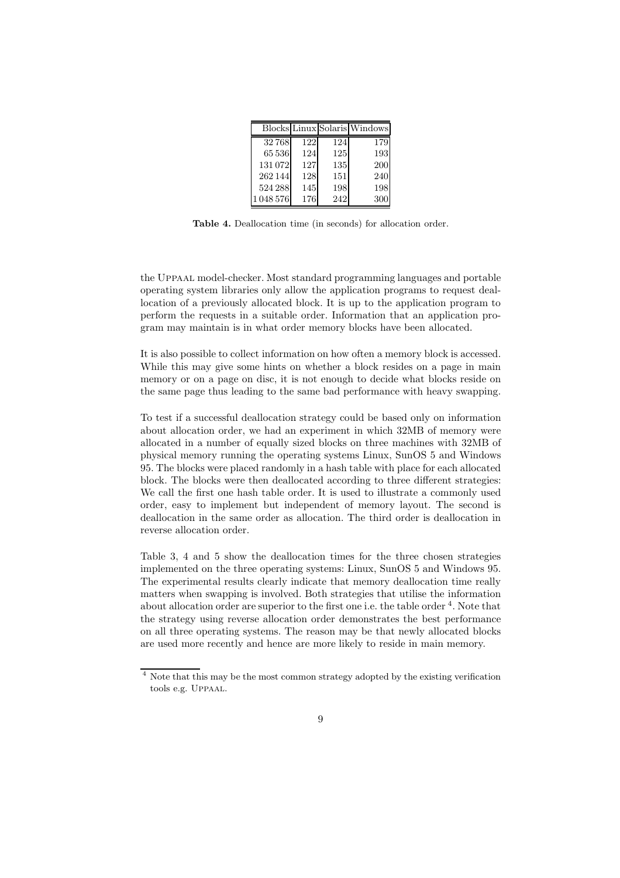| Blocks | Linux | Solaris | Windows |
| --- | --- | --- | --- |
| 32 768 | 122 | 124 | 179 |
| 65 536 | 124 | 125 | 193 |
| 131 072 | 127 | 135 | 200 |
| 262 144 | 128 | 151 | 240 |
| 524 288 | 145 | 198 | 198 |
| 1 048 576 | 176 | 242 | 300 |

**Table 4.** Deallocation time (in seconds) for allocation order.

the Uppaal model-checker. Most standard programming languages and portable operating system libraries only allow the application programs to request deallocation of a previously allocated block. It is up to the application program to perform the requests in a suitable order. Information that an application program may maintain is in what order memory blocks have been allocated.

It is also possible to collect information on how often a memory block is accessed. While this may give some hints on whether a block resides on a page in main memory or on a page on disc, it is not enough to decide what blocks reside on the same page thus leading to the same bad performance with heavy swapping.

To test if a successful deallocation strategy could be based only on information about allocation order, we had an experiment in which 32MB of memory were allocated in a number of equally sized blocks on three machines with 32MB of physical memory running the operating systems Linux, SunOS 5 and Windows 95. The blocks were placed randomly in a hash table with place for each allocated block. The blocks were then deallocated according to three different strategies: We call the first one hash table order. It is used to illustrate a commonly used order, easy to implement but independent of memory layout. The second is deallocation in the same order as allocation. The third order is deallocation in reverse allocation order.

Table 3, 4 and 5 show the deallocation times for the three chosen strategies implemented on the three operating systems: Linux, SunOS 5 and Windows 95. The experimental results clearly indicate that memory deallocation time really matters when swapping is involved. Both strategies that utilise the information about allocation order are superior to the first one i.e. the table order [4]. Note that the strategy using reverse allocation order demonstrates the best performance on all three operating systems. The reason may be that newly allocated blocks are used more recently and hence are more likely to reside in main memory.

[4] Note that this may be the most common strategy adopted by the existing verification tools e.g. Uppaal.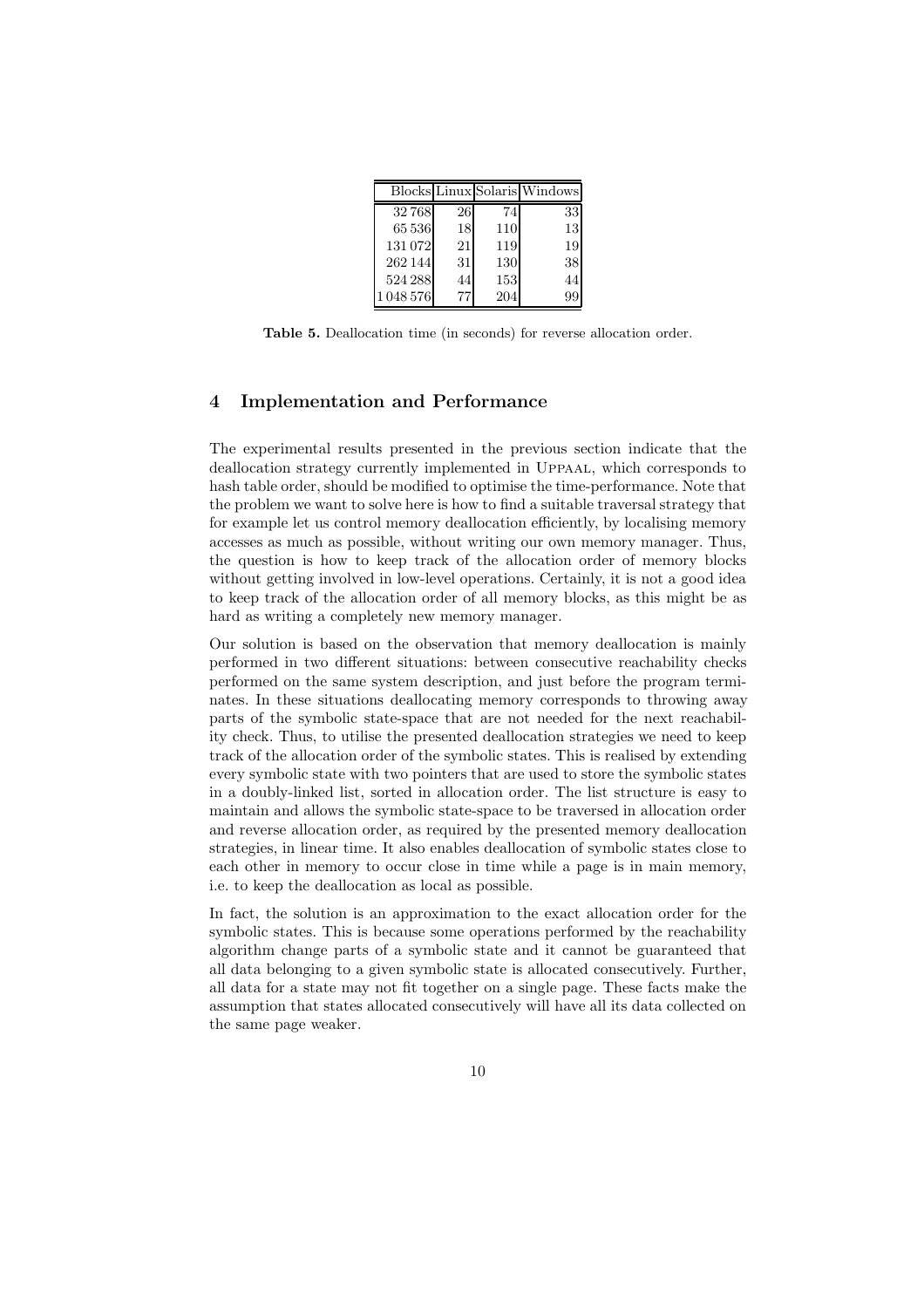| Blocks | Linux | Solaris | Windows |
|---|---|---|---|
| 32 768 | 26 | 74 | 33 |
| 65 536 | 18 | 110 | 13 |
| 131 072 | 21 | 119 | 19 |
| 262 144 | 31 | 130 | 38 |
| 524 288 | 44 | 153 | 44 |
| 1 048 576 | 77 | 204 | 99 |

**Table 5.** Deallocation time (in seconds) for reverse allocation order.

## 4 Implementation and Performance

The experimental results presented in the previous section indicate that the deallocation strategy currently implemented in Uppaal, which corresponds to hash table order, should be modified to optimise the time-performance. Note that the problem we want to solve here is how to find a suitable traversal strategy that for example let us control memory deallocation efficiently, by localising memory accesses as much as possible, without writing our own memory manager. Thus, the question is how to keep track of the allocation order of memory blocks without getting involved in low-level operations. Certainly, it is not a good idea to keep track of the allocation order of all memory blocks, as this might be as hard as writing a completely new memory manager.

Our solution is based on the observation that memory deallocation is mainly performed in two different situations: between consecutive reachability checks performed on the same system description, and just before the program terminates. In these situations deallocating memory corresponds to throwing away parts of the symbolic state-space that are not needed for the next reachability check. Thus, to utilise the presented deallocation strategies we need to keep track of the allocation order of the symbolic states. This is realised by extending every symbolic state with two pointers that are used to store the symbolic states in a doubly-linked list, sorted in allocation order. The list structure is easy to maintain and allows the symbolic state-space to be traversed in allocation order and reverse allocation order, as required by the presented memory deallocation strategies, in linear time. It also enables deallocation of symbolic states close to each other in memory to occur close in time while a page is in main memory, i.e. to keep the deallocation as local as possible.

In fact, the solution is an approximation to the exact allocation order for the symbolic states. This is because some operations performed by the reachability algorithm change parts of a symbolic state and it cannot be guaranteed that all data belonging to a given symbolic state is allocated consecutively. Further, all data for a state may not fit together on a single page. These facts make the assumption that states allocated consecutively will have all its data collected on the same page weaker.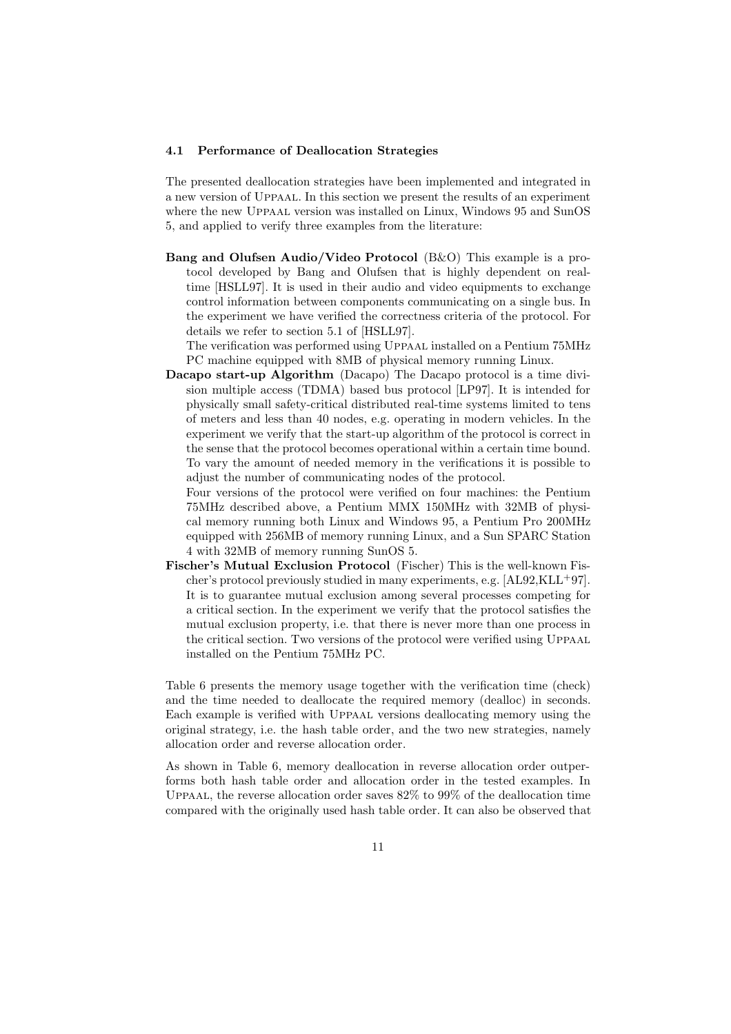### 4.1 Performance of Deallocation Strategies

The presented deallocation strategies have been implemented and integrated in a new version of Uppaal. In this section we present the results of an experiment where the new Uppaal version was installed on Linux, Windows 95 and SunOS 5, and applied to verify three examples from the literature:

**Bang and Olufsen Audio/Video Protocol** (B&O) This example is a protocol developed by Bang and Olufsen that is highly dependent on real-time [HSLL97]. It is used in their audio and video equipments to exchange control information between components communicating on a single bus. In the experiment we have verified the correctness criteria of the protocol. For details we refer to section 5.1 of [HSLL97].
The verification was performed using Uppaal installed on a Pentium 75MHz PC machine equipped with 8MB of physical memory running Linux.

**Dacapo start-up Algorithm** (Dacapo) The Dacapo protocol is a time division multiple access (TDMA) based bus protocol [LP97]. It is intended for physically small safety-critical distributed real-time systems limited to tens of meters and less than 40 nodes, e.g. operating in modern vehicles. In the experiment we verify that the start-up algorithm of the protocol is correct in the sense that the protocol becomes operational within a certain time bound. To vary the amount of needed memory in the verifications it is possible to adjust the number of communicating nodes of the protocol.
Four versions of the protocol were verified on four machines: the Pentium 75MHz described above, a Pentium MMX 150MHz with 32MB of physical memory running both Linux and Windows 95, a Pentium Pro 200MHz equipped with 256MB of memory running Linux, and a Sun SPARC Station 4 with 32MB of memory running SunOS 5.

**Fischer's Mutual Exclusion Protocol** (Fischer) This is the well-known Fischer's protocol previously studied in many experiments, e.g. [AL92,KLL+97]. It is to guarantee mutual exclusion among several processes competing for a critical section. In the experiment we verify that the protocol satisfies the mutual exclusion property, i.e. that there is never more than one process in the critical section. Two versions of the protocol were verified using Uppaal installed on the Pentium 75MHz PC.

Table 6 presents the memory usage together with the verification time (check) and the time needed to deallocate the required memory (dealloc) in seconds. Each example is verified with Uppaal versions deallocating memory using the original strategy, i.e. the hash table order, and the two new strategies, namely allocation order and reverse allocation order.

As shown in Table 6, memory deallocation in reverse allocation order outperforms both hash table order and allocation order in the tested examples. In Uppaal, the reverse allocation order saves 82% to 99% of the deallocation time compared with the originally used hash table order. It can also be observed that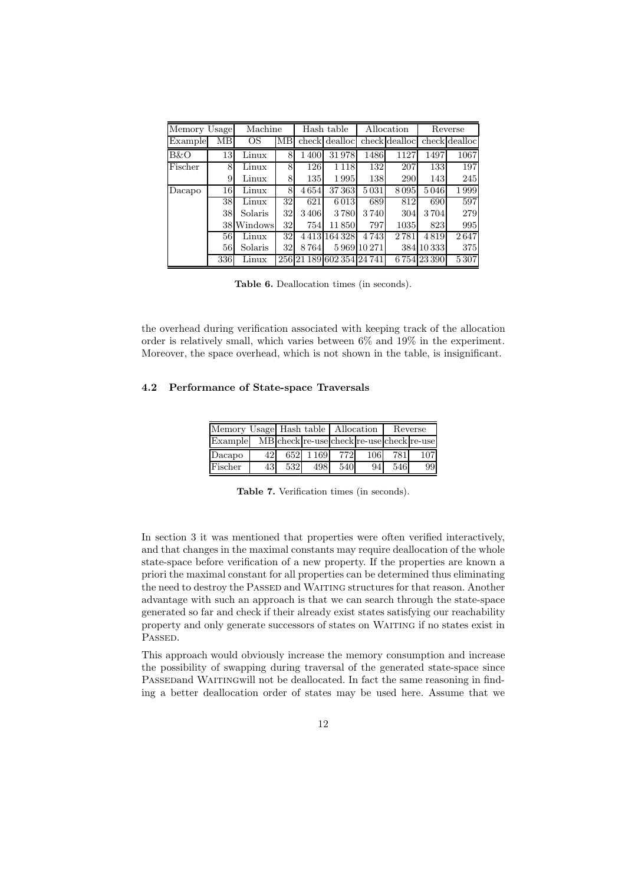| Memory Usage | | Machine | | Hash table | | Allocation | | Reverse | |
|---|---|---|---|---|---|---|---|---|---|
| Example | MB | OS | MB | check | dealloc | check | dealloc | check | dealloc |
| B&O | 13 | Linux | 8 | 1 400 | 31 978 | 1486 | 1127 | 1497 | 1067 |
| Fischer | 8 | Linux | 8 | 126 | 1 118 | 132 | 207 | 133 | 197 |
| | 9 | Linux | 8 | 135 | 1 995 | 138 | 290 | 143 | 245 |
| Dacapo | 16 | Linux | 8 | 4 654 | 37 363 | 5 031 | 8 095 | 5 046 | 1 999 |
| | 38 | Linux | 32 | 621 | 6 013 | 689 | 812 | 690 | 597 |
| | 38 | Solaris | 32 | 3 406 | 3 780 | 3 740 | 304 | 3 704 | 279 |
| | 38 | Windows | 32 | 754 | 11 850 | 797 | 1035 | 823 | 995 |
| | 56 | Linux | 32 | 4 413 | 164 328 | 4 743 | 2 781 | 4 819 | 2 647 |
| | 56 | Solaris | 32 | 8 764 | 5 969 | 10 271 | 384 | 10 333 | 375 |
| | 336 | Linux | 256 | 21 189 | 602 354 | 24 741 | 6 754 | 23 390 | 5 307 |

**Table 6.** Deallocation times (in seconds).

the overhead during verification associated with keeping track of the allocation order is relatively small, which varies between 6% and 19% in the experiment. Moreover, the space overhead, which is not shown in the table, is insignificant.

### 4.2 Performance of State-space Traversals

| Memory Usage | | Hash table | | Allocation | | Reverse | |
|---|---|---|---|---|---|---|---|
| Example | MB | check | re-use | check | re-use | check | re-use |
| Dacapo | 42 | 652 | 1 169 | 772 | 106 | 781 | 107 |
| Fischer | 43 | 532 | 498 | 540 | 94 | 546 | 99 |

**Table 7.** Verification times (in seconds).

In section 3 it was mentioned that properties were often verified interactively, and that changes in the maximal constants may require deallocation of the whole state-space before verification of a new property. If the properties are known a priori the maximal constant for all properties can be determined thus eliminating the need to destroy the PASSED and WAITING structures for that reason. Another advantage with such an approach is that we can search through the state-space generated so far and check if their already exist states satisfying our reachability property and only generate successors of states on WAITING if no states exist in PASSED.

This approach would obviously increase the memory consumption and increase the possibility of swapping during traversal of the generated state-space since PASSEDand WAITINGwill not be deallocated. In fact the same reasoning in finding a better deallocation order of states may be used here. Assume that we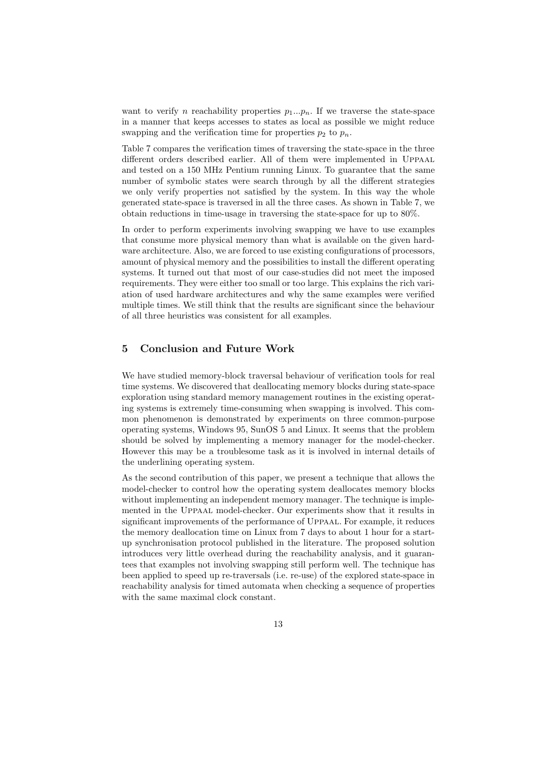want to verify $n$ reachability properties $p_1...p_n$. If we traverse the state-space in a manner that keeps accesses to states as local as possible we might reduce swapping and the verification time for properties $p_2$ to $p_n$.

Table 7 compares the verification times of traversing the state-space in the three different orders described earlier. All of them were implemented in UPPAAL and tested on a 150 MHz Pentium running Linux. To guarantee that the same number of symbolic states were search through by all the different strategies we only verify properties not satisfied by the system. In this way the whole generated state-space is traversed in all the three cases. As shown in Table 7, we obtain reductions in time-usage in traversing the state-space for up to 80%.

In order to perform experiments involving swapping we have to use examples that consume more physical memory than what is available on the given hardware architecture. Also, we are forced to use existing configurations of processors, amount of physical memory and the possibilities to install the different operating systems. It turned out that most of our case-studies did not meet the imposed requirements. They were either too small or too large. This explains the rich variation of used hardware architectures and why the same examples were verified multiple times. We still think that the results are significant since the behaviour of all three heuristics was consistent for all examples.

## 5 Conclusion and Future Work

We have studied memory-block traversal behaviour of verification tools for real time systems. We discovered that deallocating memory blocks during state-space exploration using standard memory management routines in the existing operating systems is extremely time-consuming when swapping is involved. This common phenomenon is demonstrated by experiments on three common-purpose operating systems, Windows 95, SunOS 5 and Linux. It seems that the problem should be solved by implementing a memory manager for the model-checker. However this may be a troublesome task as it is involved in internal details of the underlining operating system.

As the second contribution of this paper, we present a technique that allows the model-checker to control how the operating system deallocates memory blocks without implementing an independent memory manager. The technique is implemented in the UPPAAL model-checker. Our experiments show that it results in significant improvements of the performance of UPPAAL. For example, it reduces the memory deallocation time on Linux from 7 days to about 1 hour for a start-up synchronisation protocol published in the literature. The proposed solution introduces very little overhead during the reachability analysis, and it guarantees that examples not involving swapping still perform well. The technique has been applied to speed up re-traversals (i.e. re-use) of the explored state-space in reachability analysis for timed automata when checking a sequence of properties with the same maximal clock constant.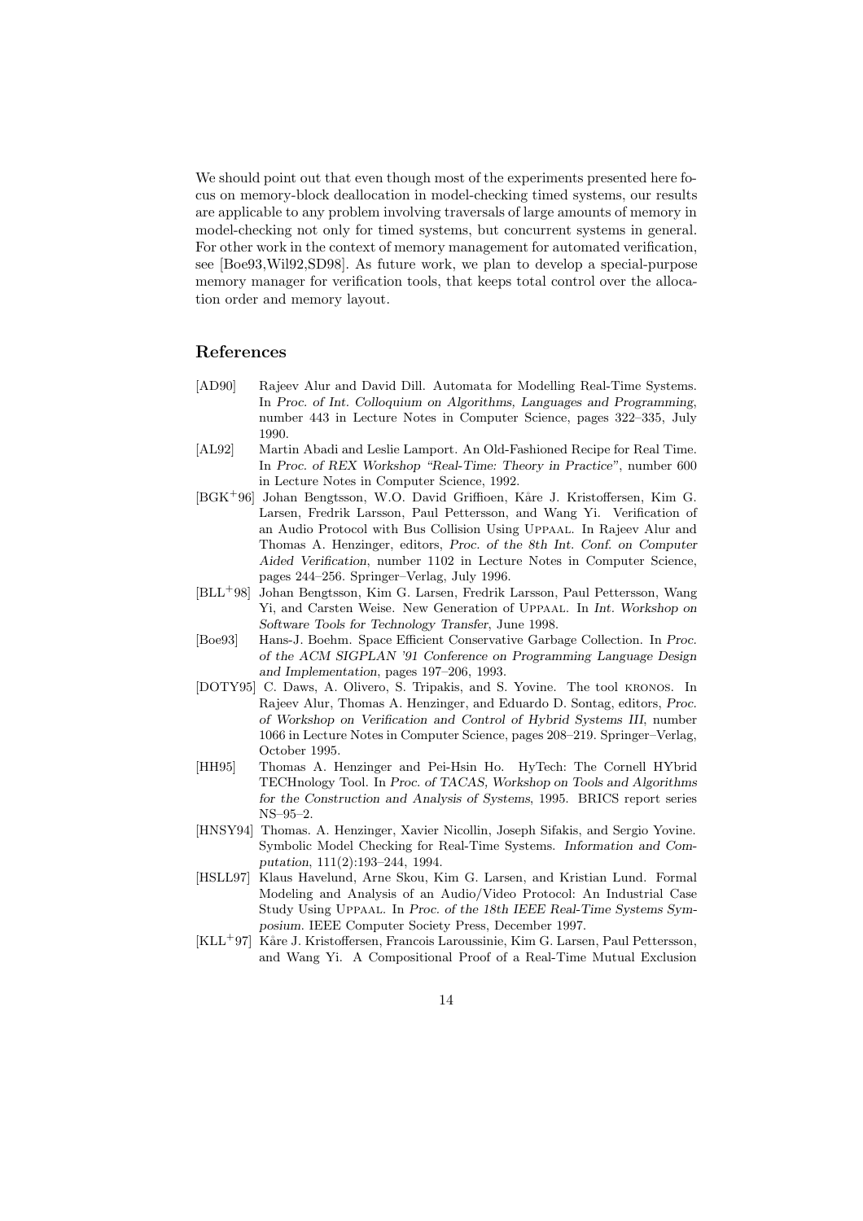We should point out that even though most of the experiments presented here focus on memory-block deallocation in model-checking timed systems, our results are applicable to any problem involving traversals of large amounts of memory in model-checking not only for timed systems, but concurrent systems in general. For other work in the context of memory management for automated verification, see [Boe93,Wil92,SD98]. As future work, we plan to develop a special-purpose memory manager for verification tools, that keeps total control over the allocation order and memory layout.

## References

- [AD90] Rajeev Alur and David Dill. Automata for Modelling Real-Time Systems. In *Proc. of Int. Colloquium on Algorithms, Languages and Programming*, number 443 in Lecture Notes in Computer Science, pages 322–335, July 1990.
- [AL92] Martin Abadi and Leslie Lamport. An Old-Fashioned Recipe for Real Time. In *Proc. of REX Workshop "Real-Time: Theory in Practice"*, number 600 in Lecture Notes in Computer Science, 1992.
- [BGK+96] Johan Bengtsson, W.O. David Griffioen, Kåre J. Kristoffersen, Kim G. Larsen, Fredrik Larsson, Paul Pettersson, and Wang Yi. Verification of an Audio Protocol with Bus Collision Using Uppaal. In Rajeev Alur and Thomas A. Henzinger, editors, *Proc. of the 8th Int. Conf. on Computer Aided Verification*, number 1102 in Lecture Notes in Computer Science, pages 244–256. Springer–Verlag, July 1996.
- [BLL+98] Johan Bengtsson, Kim G. Larsen, Fredrik Larsson, Paul Pettersson, Wang Yi, and Carsten Weise. New Generation of Uppaal. In *Int. Workshop on Software Tools for Technology Transfer*, June 1998.
- [Boe93] Hans-J. Boehm. Space Efficient Conservative Garbage Collection. In *Proc. of the ACM SIGPLAN '91 Conference on Programming Language Design and Implementation*, pages 197–206, 1993.
- [DOTY95] C. Daws, A. Olivero, S. Tripakis, and S. Yovine. The tool kronos. In Rajeev Alur, Thomas A. Henzinger, and Eduardo D. Sontag, editors, *Proc. of Workshop on Verification and Control of Hybrid Systems III*, number 1066 in Lecture Notes in Computer Science, pages 208–219. Springer–Verlag, October 1995.
- [HH95] Thomas A. Henzinger and Pei-Hsin Ho. HyTech: The Cornell HYbrid TECHnology Tool. In *Proc. of TACAS, Workshop on Tools and Algorithms for the Construction and Analysis of Systems*, 1995. BRICS report series NS–95–2.
- [HNSY94] Thomas. A. Henzinger, Xavier Nicollin, Joseph Sifakis, and Sergio Yovine. Symbolic Model Checking for Real-Time Systems. *Information and Computation*, 111(2):193–244, 1994.
- [HSLL97] Klaus Havelund, Arne Skou, Kim G. Larsen, and Kristian Lund. Formal Modeling and Analysis of an Audio/Video Protocol: An Industrial Case Study Using Uppaal. In *Proc. of the 18th IEEE Real-Time Systems Symposium*. IEEE Computer Society Press, December 1997.
- [KLL+97] Kåre J. Kristoffersen, Francois Laroussinie, Kim G. Larsen, Paul Pettersson, and Wang Yi. A Compositional Proof of a Real-Time Mutual Exclusion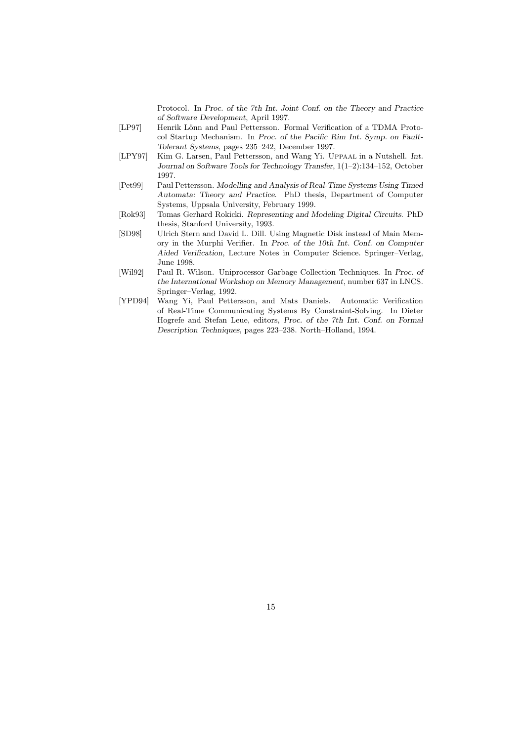Protocol. In *Proc. of the 7th Int. Joint Conf. on the Theory and Practice of Software Development*, April 1997.

[LP97] Henrik Lönn and Paul Pettersson. Formal Verification of a TDMA Protocol Startup Mechanism. In *Proc. of the Pacific Rim Int. Symp. on Fault-Tolerant Systems*, pages 235–242, December 1997.

[LPY97] Kim G. Larsen, Paul Pettersson, and Wang Yi. Uppaal in a Nutshell. *Int. Journal on Software Tools for Technology Transfer*, 1(1–2):134–152, October 1997.

[Pet99] Paul Pettersson. *Modelling and Analysis of Real-Time Systems Using Timed Automata: Theory and Practice*. PhD thesis, Department of Computer Systems, Uppsala University, February 1999.

[Rok93] Tomas Gerhard Rokicki. *Representing and Modeling Digital Circuits*. PhD thesis, Stanford University, 1993.

[SD98] Ulrich Stern and David L. Dill. Using Magnetic Disk instead of Main Memory in the Murphi Verifier. In *Proc. of the 10th Int. Conf. on Computer Aided Verification*, Lecture Notes in Computer Science. Springer–Verlag, June 1998.

[Wil92] Paul R. Wilson. Uniprocessor Garbage Collection Techniques. In *Proc. of the International Workshop on Memory Management*, number 637 in LNCS. Springer–Verlag, 1992.

[YPD94] Wang Yi, Paul Pettersson, and Mats Daniels. Automatic Verification of Real-Time Communicating Systems By Constraint-Solving. In Dieter Hogrefe and Stefan Leue, editors, *Proc. of the 7th Int. Conf. on Formal Description Techniques*, pages 223–238. North–Holland, 1994.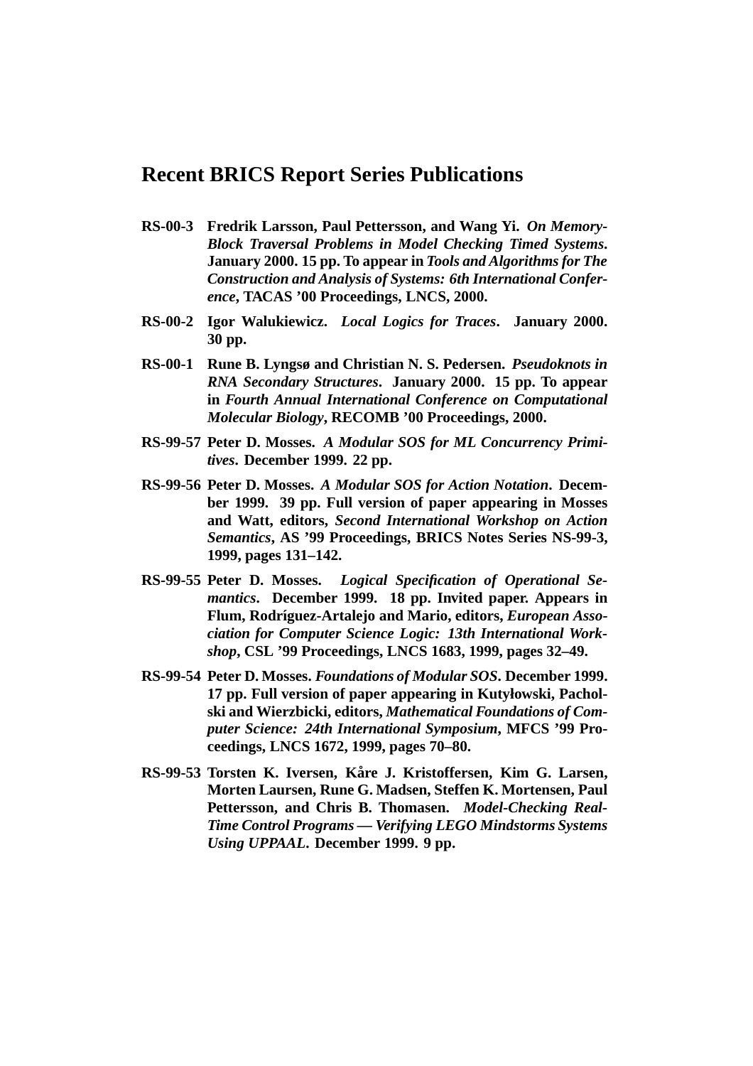# Recent BRICS Report Series Publications

**RS-00-3 Fredrik Larsson, Paul Pettersson, and Wang Yi.** ***On Memory-Block Traversal Problems in Model Checking Timed Systems*****. January 2000. 15 pp. To appear in** ***Tools and Algorithms for The Construction and Analysis of Systems: 6th International Conference*****, TACAS '00 Proceedings, LNCS, 2000.**

**RS-00-2 Igor Walukiewicz.** ***Local Logics for Traces*****. January 2000. 30 pp.**

**RS-00-1 Rune B. Lyngsø and Christian N. S. Pedersen.** ***Pseudoknots in RNA Secondary Structures*****. January 2000. 15 pp. To appear in** ***Fourth Annual International Conference on Computational Molecular Biology*****, RECOMB '00 Proceedings, 2000.**

**RS-99-57 Peter D. Mosses.** ***A Modular SOS for ML Concurrency Primitives*****. December 1999. 22 pp.**

**RS-99-56 Peter D. Mosses.** ***A Modular SOS for Action Notation*****. December 1999. 39 pp. Full version of paper appearing in Mosses and Watt, editors,** ***Second International Workshop on Action Semantics*****, AS '99 Proceedings, BRICS Notes Series NS-99-3, 1999, pages 131–142.**

**RS-99-55 Peter D. Mosses.** ***Logical Specification of Operational Semantics*****. December 1999. 18 pp. Invited paper. Appears in Flum, Rodríguez-Artalejo and Mario, editors,** ***European Association for Computer Science Logic: 13th International Workshop*****, CSL '99 Proceedings, LNCS 1683, 1999, pages 32–49.**

**RS-99-54 Peter D. Mosses.** ***Foundations of Modular SOS*****. December 1999. 17 pp. Full version of paper appearing in Kutyłowski, Pacholski and Wierzbicki, editors,** ***Mathematical Foundations of Computer Science: 24th International Symposium*****, MFCS '99 Proceedings, LNCS 1672, 1999, pages 70–80.**

**RS-99-53 Torsten K. Iversen, Kåre J. Kristoffersen, Kim G. Larsen, Morten Laursen, Rune G. Madsen, Steffen K. Mortensen, Paul Pettersson, and Chris B. Thomasen.** ***Model-Checking Real-Time Control Programs — Verifying LEGO Mindstorms Systems Using UPPAAL*****. December 1999. 9 pp.**